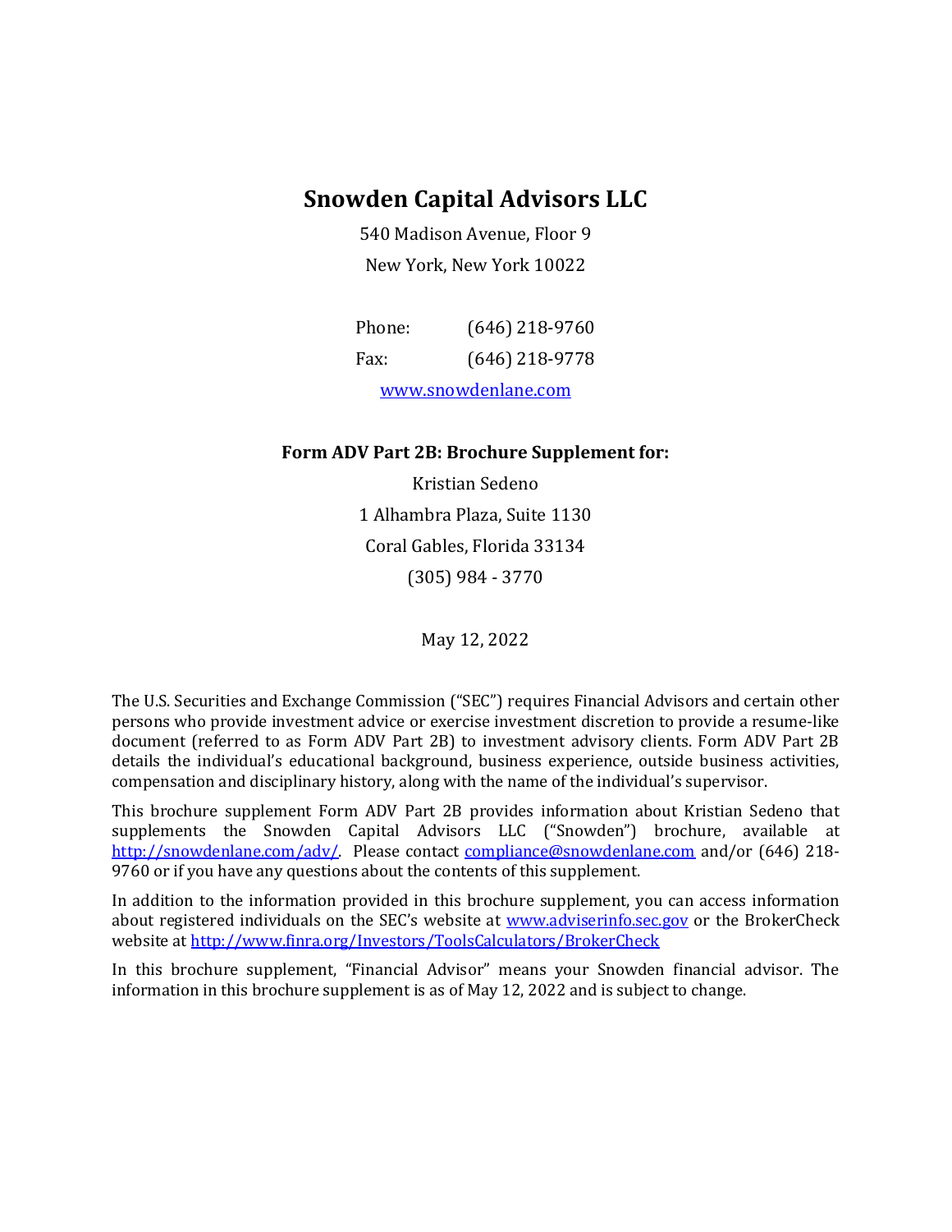# Snowden Capital Advisors LLC

540 Madison Avenue, Floor 9

New York, New York 10022

Phone: (646) 218-9760

Fax: (646) 218-9778

[www.snowdenlane.com](http://www.snowdenlane.com)

**Form ADV Part 2B: Brochure Supplement for:**

Kristian Sedeno

1 Alhambra Plaza, Suite 1130

Coral Gables, Florida 33134

(305) 984 - 3770

May 12, 2022

The U.S. Securities and Exchange Commission ("SEC") requires Financial Advisors and certain other persons who provide investment advice or exercise investment discretion to provide a resume-like document (referred to as Form ADV Part 2B) to investment advisory clients. Form ADV Part 2B details the individual's educational background, business experience, outside business activities, compensation and disciplinary history, along with the name of the individual's supervisor.

This brochure supplement Form ADV Part 2B provides information about Kristian Sedeno that supplements the Snowden Capital Advisors LLC ("Snowden") brochure, available at [http://snowdenlane.com/adv/](http://snowdenlane.com/adv/). Please contact [compliance@snowdenlane.com](mailto:compliance@snowdenlane.com) and/or (646) 218-9760 or if you have any questions about the contents of this supplement.

In addition to the information provided in this brochure supplement, you can access information about registered individuals on the SEC's website at [www.adviserinfo.sec.gov](http://www.adviserinfo.sec.gov) or the BrokerCheck website at [http://www.finra.org/Investors/ToolsCalculators/BrokerCheck](http://www.finra.org/Investors/ToolsCalculators/BrokerCheck)

In this brochure supplement, "Financial Advisor" means your Snowden financial advisor. The information in this brochure supplement is as of May 12, 2022 and is subject to change.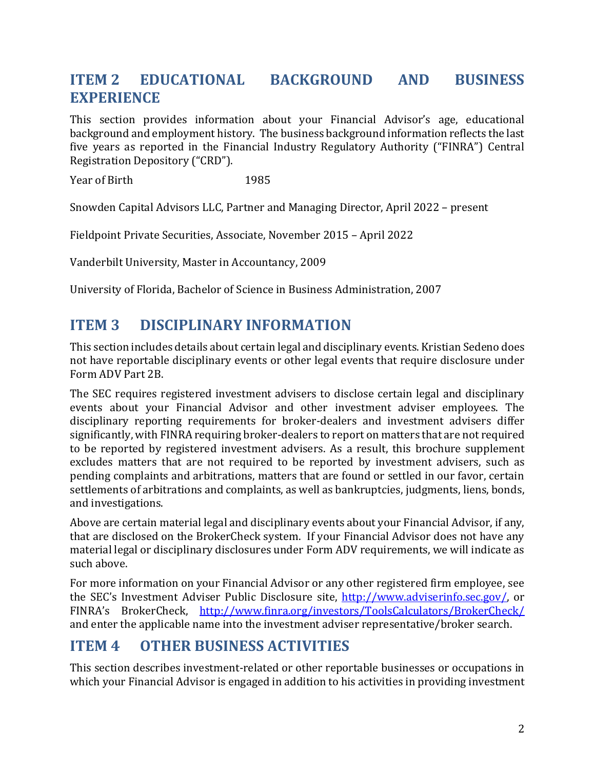## ITEM 2 EDUCATIONAL BACKGROUND AND BUSINESS EXPERIENCE

This section provides information about your Financial Advisor's age, educational background and employment history. The business background information reflects the last five years as reported in the Financial Industry Regulatory Authority ("FINRA") Central Registration Depository ("CRD").

Year of Birth 1985

Snowden Capital Advisors LLC, Partner and Managing Director, April 2022 – present

Fieldpoint Private Securities, Associate, November 2015 – April 2022

Vanderbilt University, Master in Accountancy, 2009

University of Florida, Bachelor of Science in Business Administration, 2007

## ITEM 3 DISCIPLINARY INFORMATION

This section includes details about certain legal and disciplinary events. Kristian Sedeno does not have reportable disciplinary events or other legal events that require disclosure under Form ADV Part 2B.

The SEC requires registered investment advisers to disclose certain legal and disciplinary events about your Financial Advisor and other investment adviser employees. The disciplinary reporting requirements for broker-dealers and investment advisers differ significantly, with FINRA requiring broker-dealers to report on matters that are not required to be reported by registered investment advisers. As a result, this brochure supplement excludes matters that are not required to be reported by investment advisers, such as pending complaints and arbitrations, matters that are found or settled in our favor, certain settlements of arbitrations and complaints, as well as bankruptcies, judgments, liens, bonds, and investigations.

Above are certain material legal and disciplinary events about your Financial Advisor, if any, that are disclosed on the BrokerCheck system. If your Financial Advisor does not have any material legal or disciplinary disclosures under Form ADV requirements, we will indicate as such above.

For more information on your Financial Advisor or any other registered firm employee, see the SEC's Investment Adviser Public Disclosure site, http://www.adviserinfo.sec.gov/, or FINRA's BrokerCheck, http://www.finra.org/investors/ToolsCalculators/BrokerCheck/ and enter the applicable name into the investment adviser representative/broker search.

## ITEM 4 OTHER BUSINESS ACTIVITIES

This section describes investment-related or other reportable businesses or occupations in which your Financial Advisor is engaged in addition to his activities in providing investment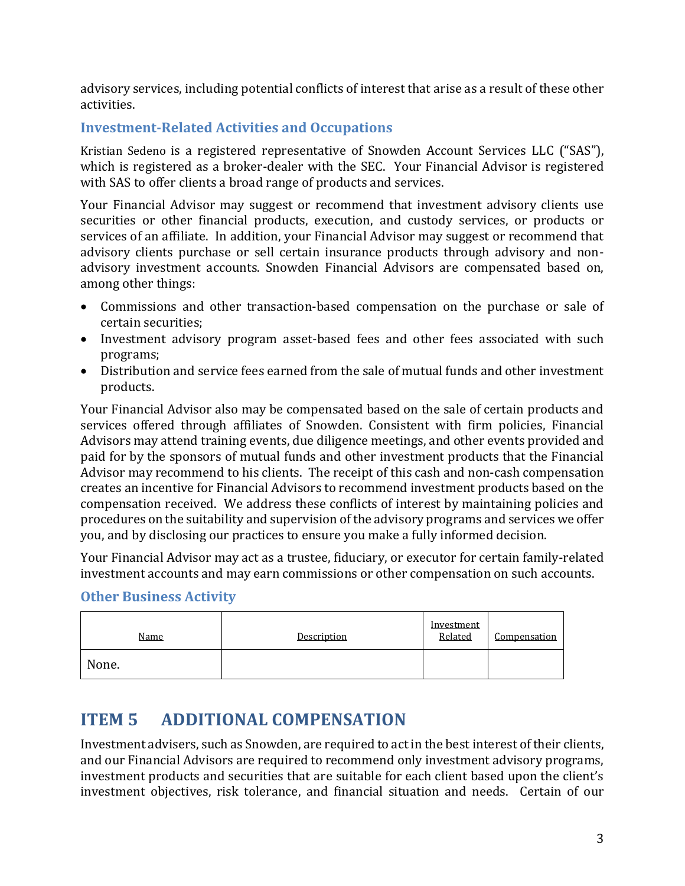advisory services, including potential conflicts of interest that arise as a result of these other activities.

### Investment-Related Activities and Occupations

Kristian Sedeno is a registered representative of Snowden Account Services LLC ("SAS"), which is registered as a broker-dealer with the SEC. Your Financial Advisor is registered with SAS to offer clients a broad range of products and services.

Your Financial Advisor may suggest or recommend that investment advisory clients use securities or other financial products, execution, and custody services, or products or services of an affiliate. In addition, your Financial Advisor may suggest or recommend that advisory clients purchase or sell certain insurance products through advisory and non-advisory investment accounts. Snowden Financial Advisors are compensated based on, among other things:

- Commissions and other transaction-based compensation on the purchase or sale of certain securities;
- Investment advisory program asset-based fees and other fees associated with such programs;
- Distribution and service fees earned from the sale of mutual funds and other investment products.

Your Financial Advisor also may be compensated based on the sale of certain products and services offered through affiliates of Snowden. Consistent with firm policies, Financial Advisors may attend training events, due diligence meetings, and other events provided and paid for by the sponsors of mutual funds and other investment products that the Financial Advisor may recommend to his clients. The receipt of this cash and non-cash compensation creates an incentive for Financial Advisors to recommend investment products based on the compensation received. We address these conflicts of interest by maintaining policies and procedures on the suitability and supervision of the advisory programs and services we offer you, and by disclosing our practices to ensure you make a fully informed decision.

Your Financial Advisor may act as a trustee, fiduciary, or executor for certain family-related investment accounts and may earn commissions or other compensation on such accounts.

### Other Business Activity

| Name | Description | Investment Related | Compensation |
| --- | --- | --- | --- |
| None. | | | |

## ITEM 5 ADDITIONAL COMPENSATION

Investment advisers, such as Snowden, are required to act in the best interest of their clients, and our Financial Advisors are required to recommend only investment advisory programs, investment products and securities that are suitable for each client based upon the client's investment objectives, risk tolerance, and financial situation and needs. Certain of our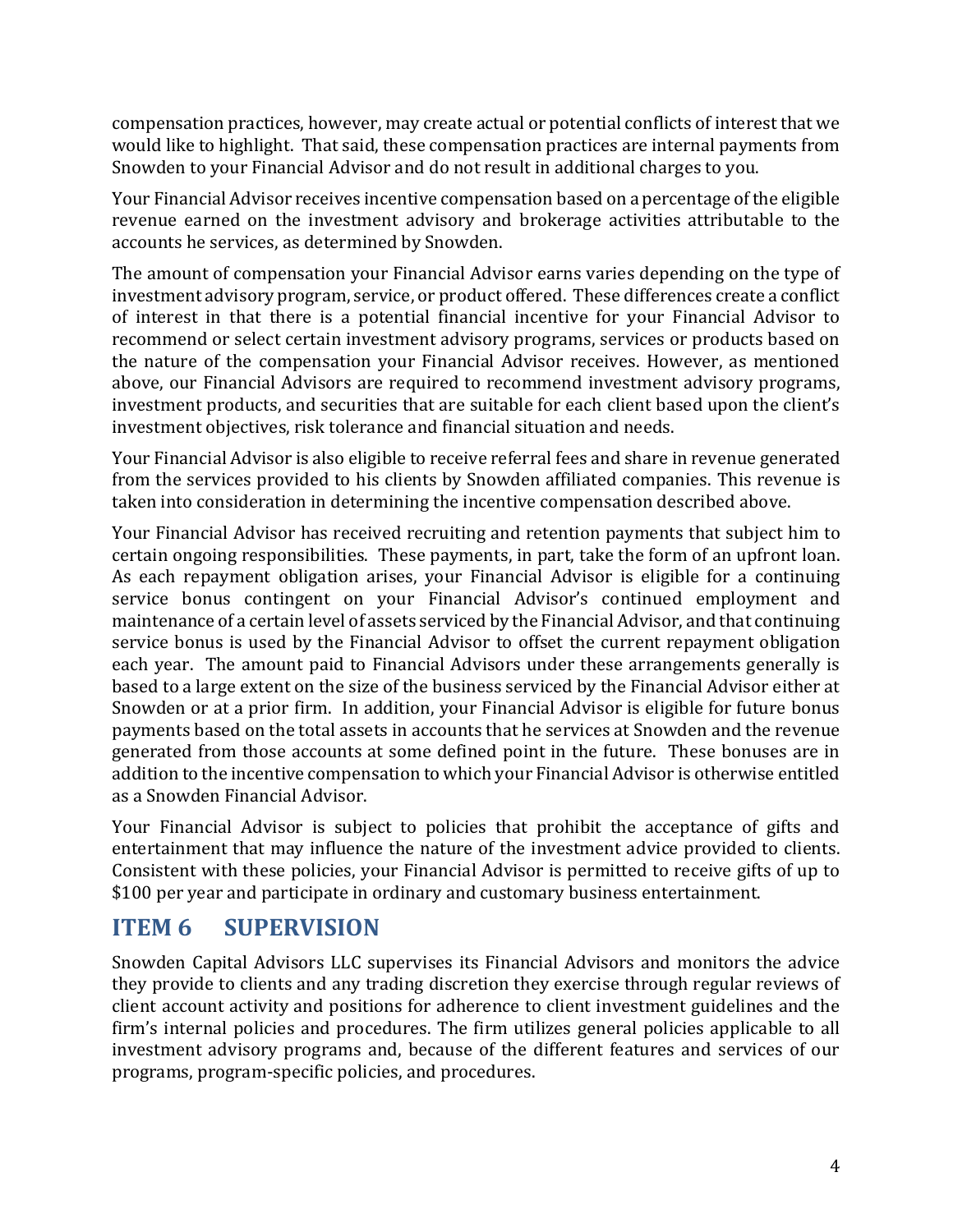compensation practices, however, may create actual or potential conflicts of interest that we would like to highlight. That said, these compensation practices are internal payments from Snowden to your Financial Advisor and do not result in additional charges to you.

Your Financial Advisor receives incentive compensation based on a percentage of the eligible revenue earned on the investment advisory and brokerage activities attributable to the accounts he services, as determined by Snowden.

The amount of compensation your Financial Advisor earns varies depending on the type of investment advisory program, service, or product offered. These differences create a conflict of interest in that there is a potential financial incentive for your Financial Advisor to recommend or select certain investment advisory programs, services or products based on the nature of the compensation your Financial Advisor receives. However, as mentioned above, our Financial Advisors are required to recommend investment advisory programs, investment products, and securities that are suitable for each client based upon the client's investment objectives, risk tolerance and financial situation and needs.

Your Financial Advisor is also eligible to receive referral fees and share in revenue generated from the services provided to his clients by Snowden affiliated companies. This revenue is taken into consideration in determining the incentive compensation described above.

Your Financial Advisor has received recruiting and retention payments that subject him to certain ongoing responsibilities. These payments, in part, take the form of an upfront loan. As each repayment obligation arises, your Financial Advisor is eligible for a continuing service bonus contingent on your Financial Advisor's continued employment and maintenance of a certain level of assets serviced by the Financial Advisor, and that continuing service bonus is used by the Financial Advisor to offset the current repayment obligation each year. The amount paid to Financial Advisors under these arrangements generally is based to a large extent on the size of the business serviced by the Financial Advisor either at Snowden or at a prior firm. In addition, your Financial Advisor is eligible for future bonus payments based on the total assets in accounts that he services at Snowden and the revenue generated from those accounts at some defined point in the future. These bonuses are in addition to the incentive compensation to which your Financial Advisor is otherwise entitled as a Snowden Financial Advisor.

Your Financial Advisor is subject to policies that prohibit the acceptance of gifts and entertainment that may influence the nature of the investment advice provided to clients. Consistent with these policies, your Financial Advisor is permitted to receive gifts of up to $100 per year and participate in ordinary and customary business entertainment.

## ITEM 6 SUPERVISION

Snowden Capital Advisors LLC supervises its Financial Advisors and monitors the advice they provide to clients and any trading discretion they exercise through regular reviews of client account activity and positions for adherence to client investment guidelines and the firm's internal policies and procedures. The firm utilizes general policies applicable to all investment advisory programs and, because of the different features and services of our programs, program-specific policies, and procedures.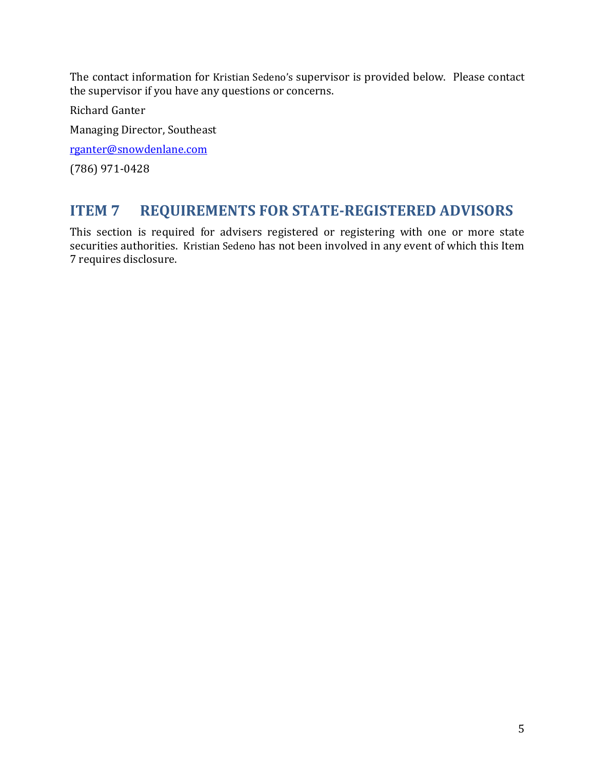The contact information for Kristian Sedeno's supervisor is provided below. Please contact the supervisor if you have any questions or concerns.

Richard Ganter

Managing Director, Southeast

rganter@snowdenlane.com

(786) 971-0428

## ITEM 7 REQUIREMENTS FOR STATE-REGISTERED ADVISORS

This section is required for advisers registered or registering with one or more state securities authorities. Kristian Sedeno has not been involved in any event of which this Item 7 requires disclosure.